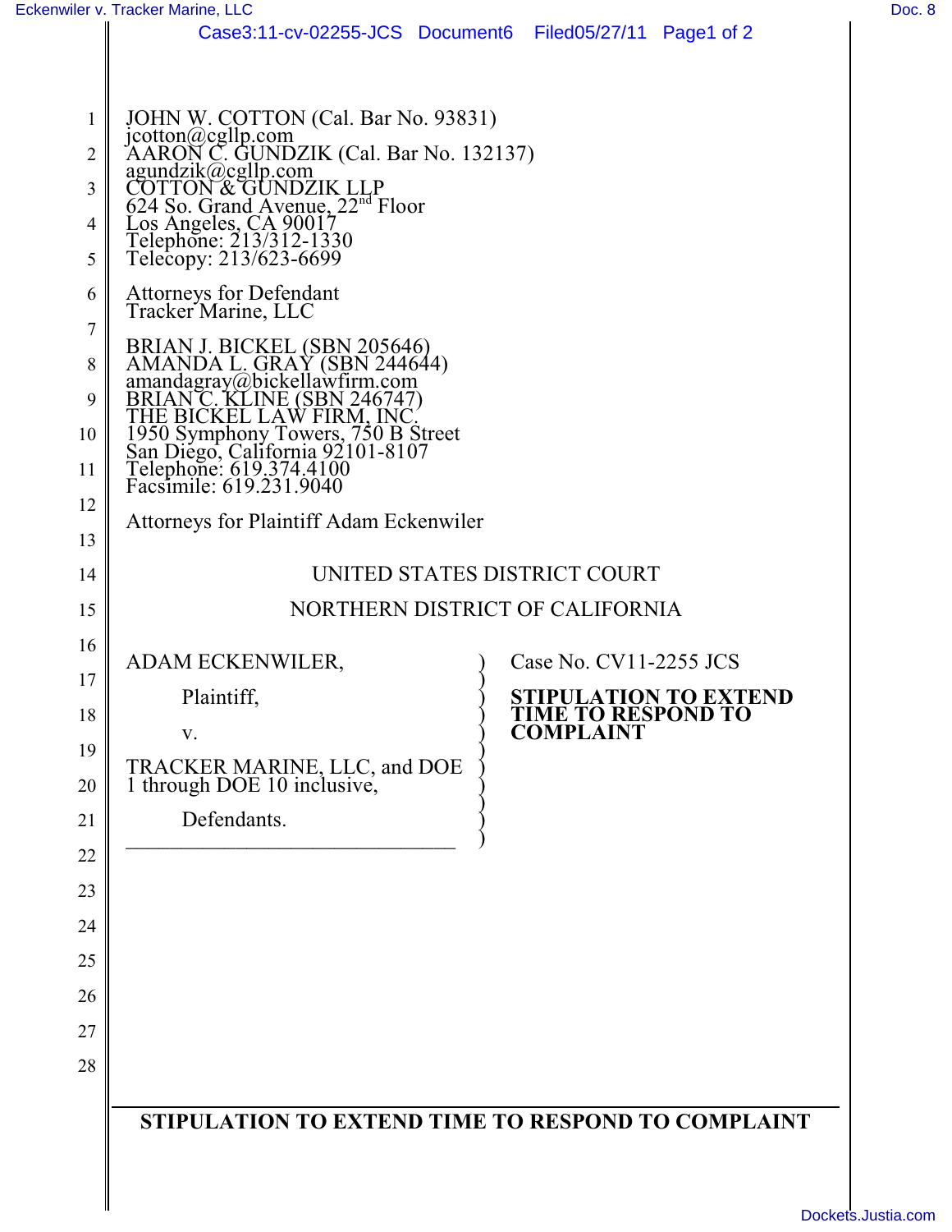JOHN W. COTTON (Cal. Bar No. 93831)
jcotton@cgllp.com
AARON C. GUNDZIK (Cal. Bar No. 132137)
agundzik@cgllp.com
COTTON & GUNDZIK LLP
624 So. Grand Avenue, 22nd Floor
Los Angeles, CA 90017
Telephone: 213/312-1330
Telecopy: 213/623-6699

Attorneys for Defendant
Tracker Marine, LLC

BRIAN J. BICKEL (SBN 205646)
AMANDA L. GRAY (SBN 244644)
amandagray@bickellawfirm.com
BRIAN C. KLINE (SBN 246747)
THE BICKEL LAW FIRM, INC.
1950 Symphony Towers, 750 B Street
San Diego, California 92101-8107
Telephone: 619.374.4100
Facsimile: 619.231.9040

Attorneys for Plaintiff Adam Eckenwiler

UNITED STATES DISTRICT COURT

NORTHERN DISTRICT OF CALIFORNIA

ADAM ECKENWILER,

Plaintiff,

v.

TRACKER MARINE, LLC, and DOE 1 through DOE 10 inclusive,

Defendants.

Case No. CV11-2255 JCS

**STIPULATION TO EXTEND TIME TO RESPOND TO COMPLAINT**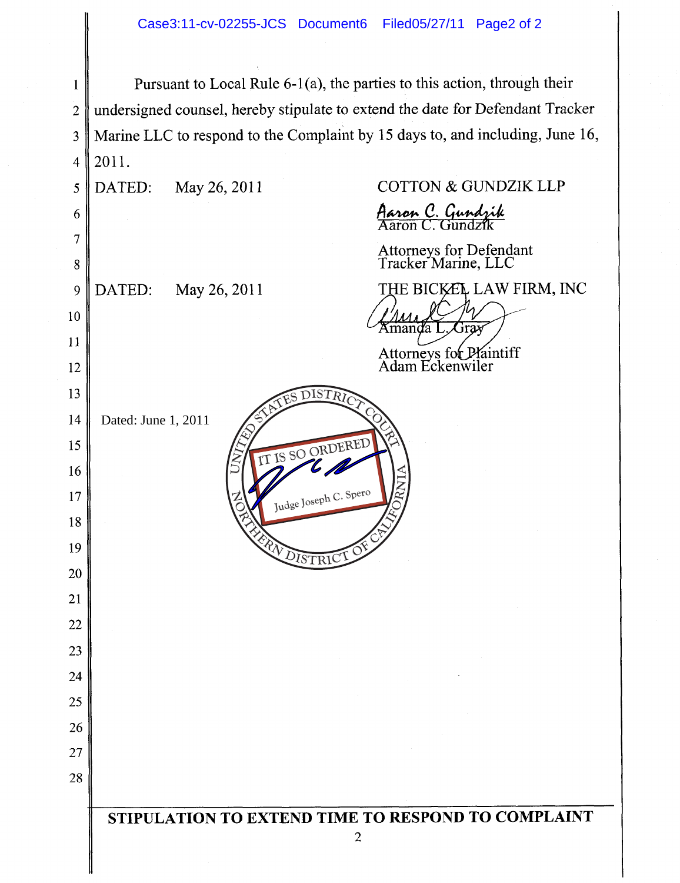Pursuant to Local Rule 6-1(a), the parties to this action, through their undersigned counsel, hereby stipulate to extend the date for Defendant Tracker Marine LLC to respond to the Complaint by 15 days to, and including, June 16, 2011.

DATED: May 26, 2011

COTTON & GUNDZIK LLP

*Aaron C. Gundzik*
Aaron C. Gundzik

Attorneys for Defendant
Tracker Marine, LLC

DATED: May 26, 2011

THE BICKEL LAW FIRM, INC

Amanda L. Gray

Attorneys for Plaintiff
Adam Eckenwiler

Dated: June 1, 2011

UNITED STATES DISTRICT COURT
NORTHERN DISTRICT OF CALIFORNIA

IT IS SO ORDERED

Judge Joseph C. Spero

**STIPULATION TO EXTEND TIME TO RESPOND TO COMPLAINT**